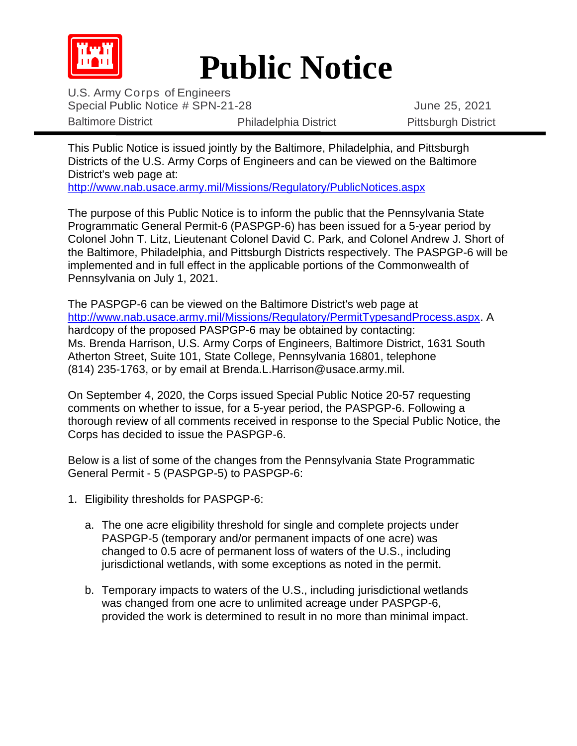# Public Notice

U.S. Army Corps of Engineers
Special Public Notice # SPN-21-28 June 25, 2021

Baltimore District Philadelphia District Pittsburgh District

---

This Public Notice is issued jointly by the Baltimore, Philadelphia, and Pittsburgh Districts of the U.S. Army Corps of Engineers and can be viewed on the Baltimore District's web page at:
http://www.nab.usace.army.mil/Missions/Regulatory/PublicNotices.aspx

The purpose of this Public Notice is to inform the public that the Pennsylvania State Programmatic General Permit-6 (PASPGP-6) has been issued for a 5-year period by Colonel John T. Litz, Lieutenant Colonel David C. Park, and Colonel Andrew J. Short of the Baltimore, Philadelphia, and Pittsburgh Districts respectively. The PASPGP-6 will be implemented and in full effect in the applicable portions of the Commonwealth of Pennsylvania on July 1, 2021.

The PASPGP-6 can be viewed on the Baltimore District's web page at http://www.nab.usace.army.mil/Missions/Regulatory/PermitTypesandProcess.aspx. A hardcopy of the proposed PASPGP-6 may be obtained by contacting:
Ms. Brenda Harrison, U.S. Army Corps of Engineers, Baltimore District, 1631 South Atherton Street, Suite 101, State College, Pennsylvania 16801, telephone (814) 235-1763, or by email at Brenda.L.Harrison@usace.army.mil.

On September 4, 2020, the Corps issued Special Public Notice 20-57 requesting comments on whether to issue, for a 5-year period, the PASPGP-6. Following a thorough review of all comments received in response to the Special Public Notice, the Corps has decided to issue the PASPGP-6.

Below is a list of some of the changes from the Pennsylvania State Programmatic General Permit - 5 (PASPGP-5) to PASPGP-6:

1. Eligibility thresholds for PASPGP-6:

   a. The one acre eligibility threshold for single and complete projects under PASPGP-5 (temporary and/or permanent impacts of one acre) was changed to 0.5 acre of permanent loss of waters of the U.S., including jurisdictional wetlands, with some exceptions as noted in the permit.

   b. Temporary impacts to waters of the U.S., including jurisdictional wetlands was changed from one acre to unlimited acreage under PASPGP-6, provided the work is determined to result in no more than minimal impact.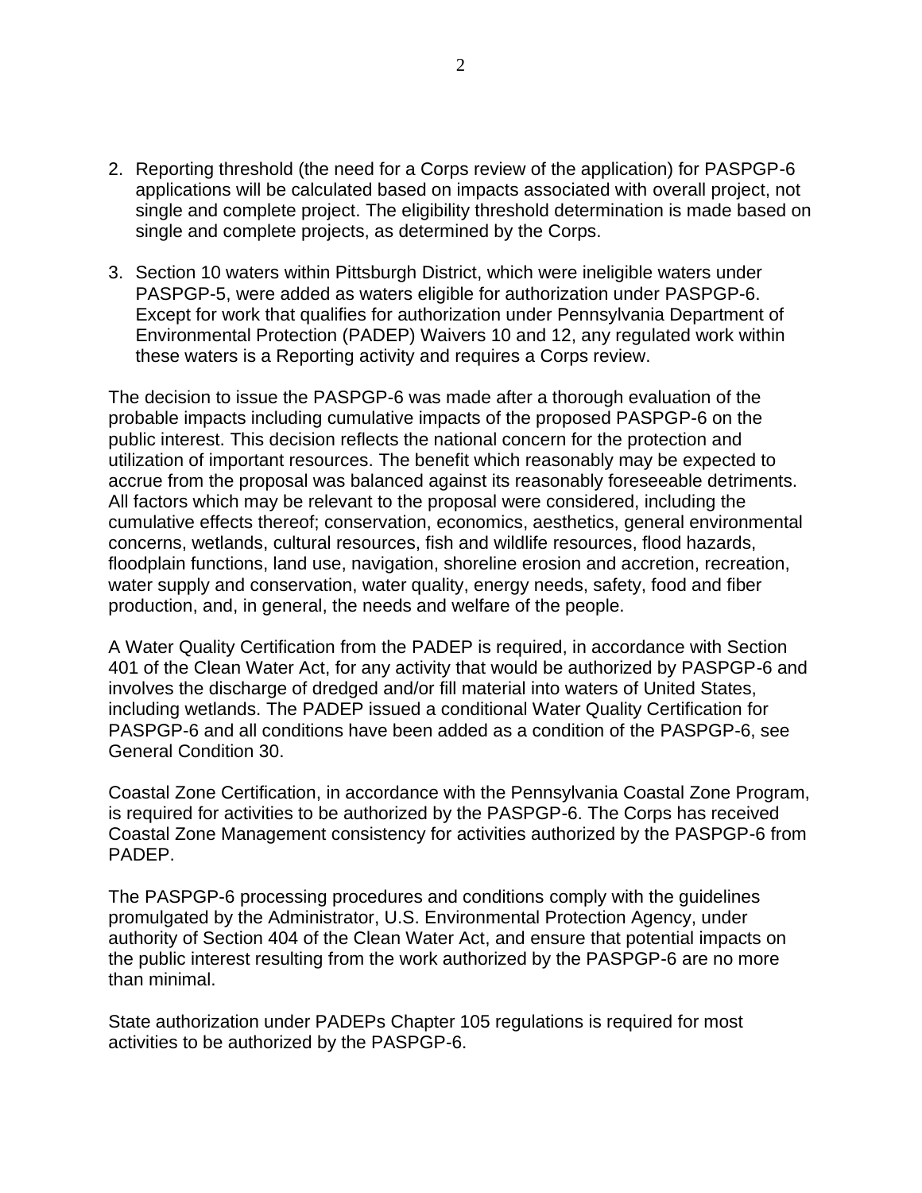2. Reporting threshold (the need for a Corps review of the application) for PASPGP-6 applications will be calculated based on impacts associated with overall project, not single and complete project. The eligibility threshold determination is made based on single and complete projects, as determined by the Corps.

3. Section 10 waters within Pittsburgh District, which were ineligible waters under PASPGP-5, were added as waters eligible for authorization under PASPGP-6. Except for work that qualifies for authorization under Pennsylvania Department of Environmental Protection (PADEP) Waivers 10 and 12, any regulated work within these waters is a Reporting activity and requires a Corps review.

The decision to issue the PASPGP-6 was made after a thorough evaluation of the probable impacts including cumulative impacts of the proposed PASPGP-6 on the public interest. This decision reflects the national concern for the protection and utilization of important resources. The benefit which reasonably may be expected to accrue from the proposal was balanced against its reasonably foreseeable detriments. All factors which may be relevant to the proposal were considered, including the cumulative effects thereof; conservation, economics, aesthetics, general environmental concerns, wetlands, cultural resources, fish and wildlife resources, flood hazards, floodplain functions, land use, navigation, shoreline erosion and accretion, recreation, water supply and conservation, water quality, energy needs, safety, food and fiber production, and, in general, the needs and welfare of the people.

A Water Quality Certification from the PADEP is required, in accordance with Section 401 of the Clean Water Act, for any activity that would be authorized by PASPGP-6 and involves the discharge of dredged and/or fill material into waters of United States, including wetlands. The PADEP issued a conditional Water Quality Certification for PASPGP-6 and all conditions have been added as a condition of the PASPGP-6, see General Condition 30.

Coastal Zone Certification, in accordance with the Pennsylvania Coastal Zone Program, is required for activities to be authorized by the PASPGP-6. The Corps has received Coastal Zone Management consistency for activities authorized by the PASPGP-6 from PADEP.

The PASPGP-6 processing procedures and conditions comply with the guidelines promulgated by the Administrator, U.S. Environmental Protection Agency, under authority of Section 404 of the Clean Water Act, and ensure that potential impacts on the public interest resulting from the work authorized by the PASPGP-6 are no more than minimal.

State authorization under PADEPs Chapter 105 regulations is required for most activities to be authorized by the PASPGP-6.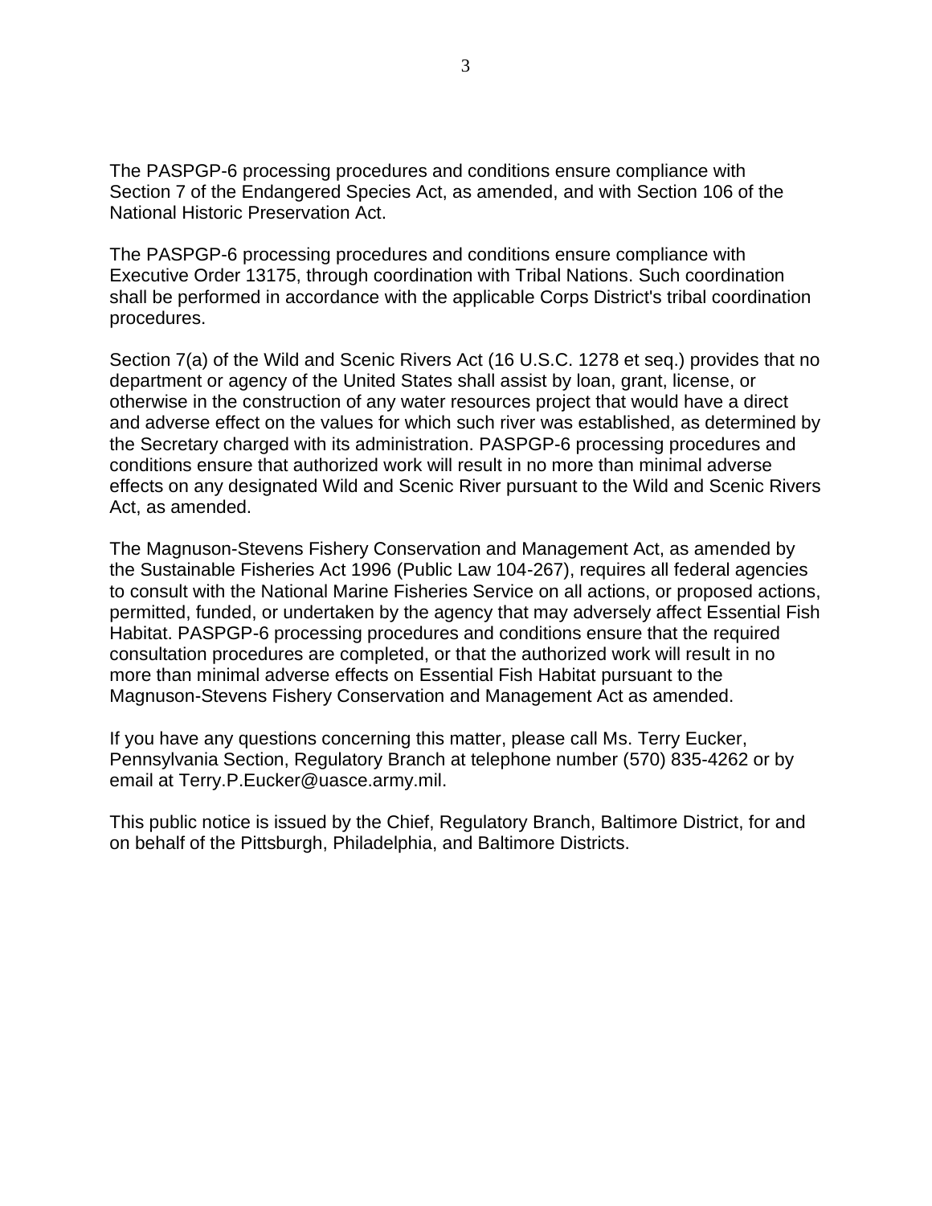The PASPGP-6 processing procedures and conditions ensure compliance with Section 7 of the Endangered Species Act, as amended, and with Section 106 of the National Historic Preservation Act.

The PASPGP-6 processing procedures and conditions ensure compliance with Executive Order 13175, through coordination with Tribal Nations. Such coordination shall be performed in accordance with the applicable Corps District's tribal coordination procedures.

Section 7(a) of the Wild and Scenic Rivers Act (16 U.S.C. 1278 et seq.) provides that no department or agency of the United States shall assist by loan, grant, license, or otherwise in the construction of any water resources project that would have a direct and adverse effect on the values for which such river was established, as determined by the Secretary charged with its administration. PASPGP-6 processing procedures and conditions ensure that authorized work will result in no more than minimal adverse effects on any designated Wild and Scenic River pursuant to the Wild and Scenic Rivers Act, as amended.

The Magnuson-Stevens Fishery Conservation and Management Act, as amended by the Sustainable Fisheries Act 1996 (Public Law 104-267), requires all federal agencies to consult with the National Marine Fisheries Service on all actions, or proposed actions, permitted, funded, or undertaken by the agency that may adversely affect Essential Fish Habitat. PASPGP-6 processing procedures and conditions ensure that the required consultation procedures are completed, or that the authorized work will result in no more than minimal adverse effects on Essential Fish Habitat pursuant to the Magnuson-Stevens Fishery Conservation and Management Act as amended.

If you have any questions concerning this matter, please call Ms. Terry Eucker, Pennsylvania Section, Regulatory Branch at telephone number (570) 835-4262 or by email at Terry.P.Eucker@uasce.army.mil.

This public notice is issued by the Chief, Regulatory Branch, Baltimore District, for and on behalf of the Pittsburgh, Philadelphia, and Baltimore Districts.